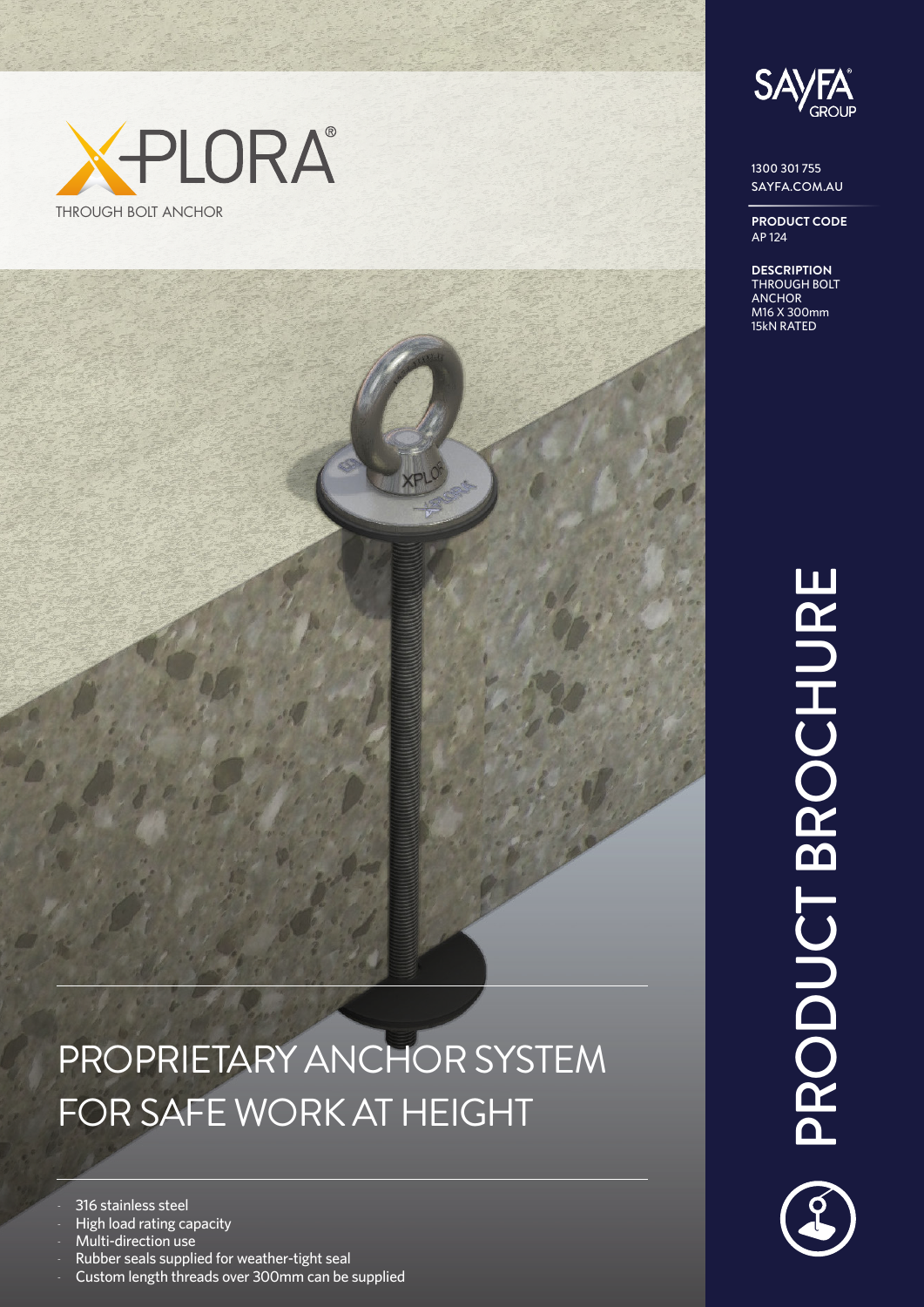# XPLORA®

THROUGH BOLT ANCHOR

SAYFA® GROUP

1300 301 755
SAYFA.COM.AU

**PRODUCT CODE**
AP 124

**DESCRIPTION**
THROUGH BOLT ANCHOR
M16 X 300mm
15kN RATED

PRODUCT BROCHURE

## PROPRIETARY ANCHOR SYSTEM FOR SAFE WORK AT HEIGHT

- 316 stainless steel
- High load rating capacity
- Multi-direction use
- Rubber seals supplied for weather-tight seal
- Custom length threads over 300mm can be supplied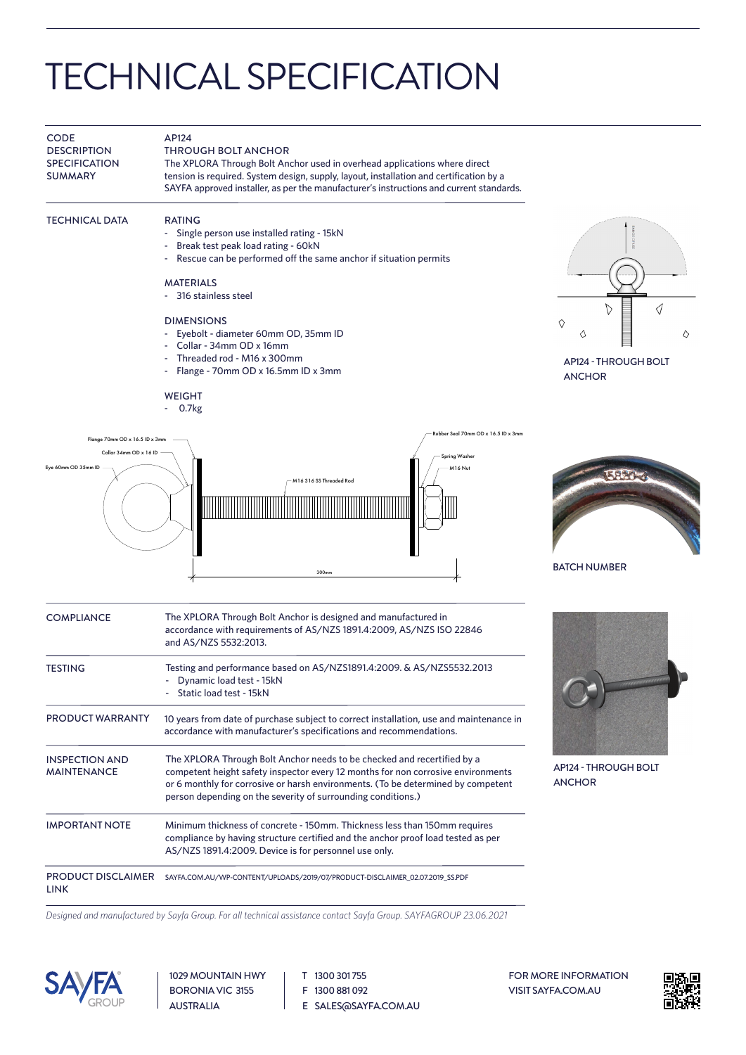# TECHNICAL SPECIFICATION

| | |
|---|---|
| CODE | AP124 |
| DESCRIPTION | THROUGH BOLT ANCHOR |
| SPECIFICATION SUMMARY | The XPLORA Through Bolt Anchor used in overhead applications where direct tension is required. System design, supply, layout, installation and certification by a SAYFA approved installer, as per the manufacturer's instructions and current standards. |

**TECHNICAL DATA**

RATING
- Single person use installed rating - 15kN
- Break test peak load rating - 60kN
- Rescue can be performed off the same anchor if situation permits

MATERIALS
- 316 stainless steel

DIMENSIONS
- Eyebolt - diameter 60mm OD, 35mm ID
- Collar - 34mm OD x 16mm
- Threaded rod - M16 x 300mm
- Flange - 70mm OD x 16.5mm ID x 3mm

WEIGHT
- 0.7kg

AP124 - THROUGH BOLT ANCHOR

Flange 70mm OD x 16.5 ID x 3mm
Collar 34mm OD x 16 ID
Eye 60mm OD 35mm ID
M16 316 SS Threaded Rod
Rubber Seal 70mm OD x 16.5 ID x 3mm
Spring Washer
M16 Nut
300mm

BATCH NUMBER

| | |
|---|---|
| COMPLIANCE | The XPLORA Through Bolt Anchor is designed and manufactured in accordance with requirements of AS/NZS 1891.4:2009, AS/NZS ISO 22846 and AS/NZS 5532:2013. |
| TESTING | Testing and performance based on AS/NZS1891.4:2009. & AS/NZS5532.2013<br>- Dynamic load test - 15kN<br>- Static load test - 15kN |
| PRODUCT WARRANTY | 10 years from date of purchase subject to correct installation, use and maintenance in accordance with manufacturer's specifications and recommendations. |
| INSPECTION AND MAINTENANCE | The XPLORA Through Bolt Anchor needs to be checked and recertified by a competent height safety inspector every 12 months for non corrosive environments or 6 monthly for corrosive or harsh environments. (To be determined by competent person depending on the severity of surrounding conditions.) |
| IMPORTANT NOTE | Minimum thickness of concrete - 150mm. Thickness less than 150mm requires compliance by having structure certified and the anchor proof load tested as per AS/NZS 1891.4:2009. Device is for personnel use only. |
| PRODUCT DISCLAIMER LINK | SAYFA.COM.AU/WP-CONTENT/UPLOADS/2019/07/PRODUCT-DISCLAIMER_02.07.2019_SS.PDF |

AP124 - THROUGH BOLT ANCHOR

*Designed and manufactured by Sayfa Group. For all technical assistance contact Sayfa Group. SAYFAGROUP 23.06.2021*

SAYFA GROUP

1029 MOUNTAIN HWY
BORONIA VIC 3155
AUSTRALIA

T 1300 301 755
F 1300 881 092
E SALES@SAYFA.COM.AU

FOR MORE INFORMATION
VISIT SAYFA.COM.AU